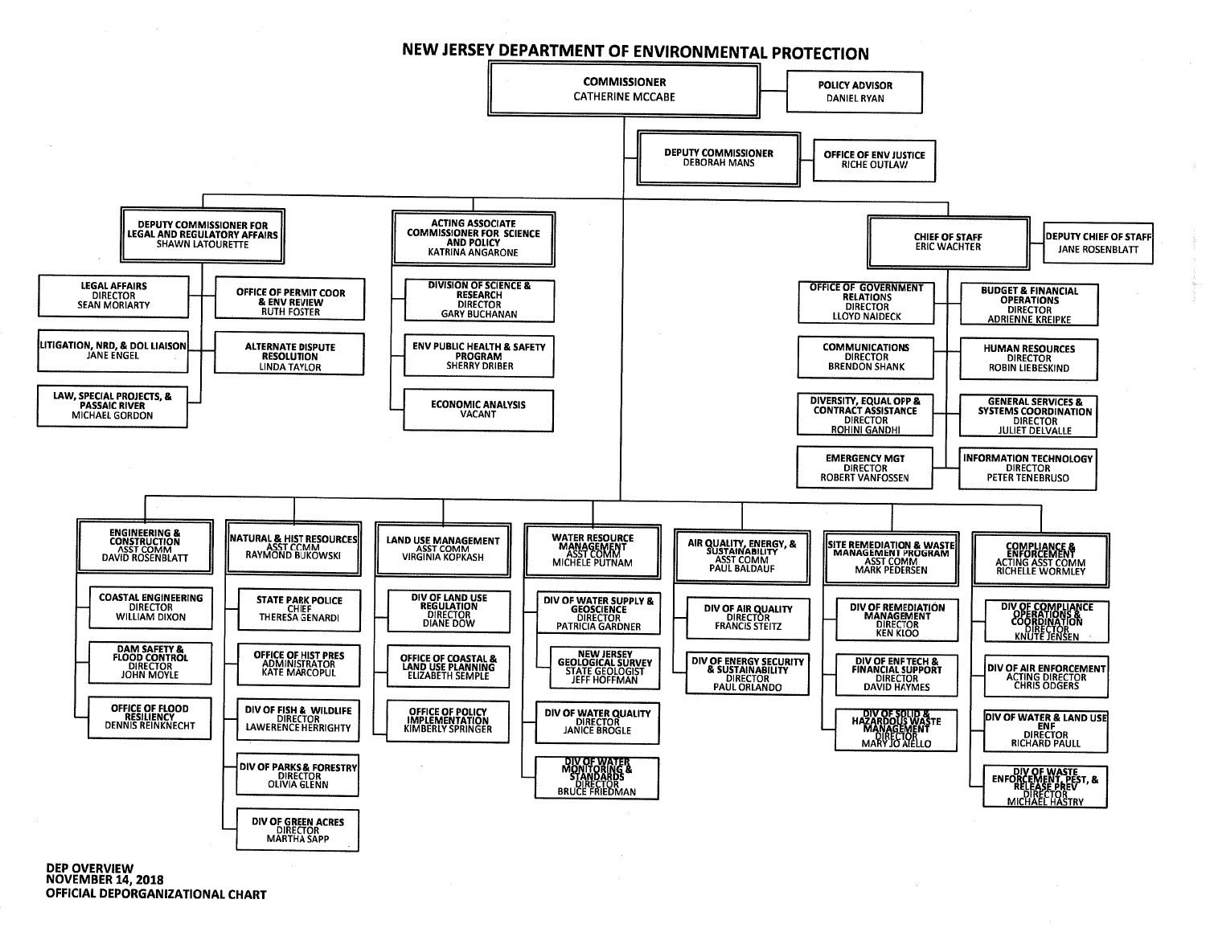# NEW JERSEY DEPARTMENT OF ENVIRONMENTAL PROTECTION

**COMMISSIONER**
CATHERINE MCCABE

**POLICY ADVISOR**
DANIEL RYAN

**DEPUTY COMMISSIONER**
DEBORAH MANS

**OFFICE OF ENV JUSTICE**
RICHE OUTLAW

## DEPUTY COMMISSIONER FOR LEGAL AND REGULATORY AFFAIRS
SHAWN LATOURETTE

- **LEGAL AFFAIRS** — DIRECTOR SEAN MORIARTY
- **LITIGATION, NRD, & DOL LIAISON** — JANE ENGEL
- **LAW, SPECIAL PROJECTS, & PASSAIC RIVER** — MICHAEL GORDON
- **OFFICE OF PERMIT COOR & ENV REVIEW** — RUTH FOSTER
- **ALTERNATE DISPUTE RESOLUTION** — LINDA TAYLOR

## ACTING ASSOCIATE COMMISSIONER FOR SCIENCE AND POLICY
KATRINA ANGARONE

- **DIVISION OF SCIENCE & RESEARCH** — DIRECTOR GARY BUCHANAN
- **ENV PUBLIC HEALTH & SAFETY PROGRAM** — SHERRY DRIBER
- **ECONOMIC ANALYSIS** — VACANT

## CHIEF OF STAFF
ERIC WACHTER

**DEPUTY CHIEF OF STAFF**
JANE ROSENBLATT

- **OFFICE OF GOVERNMENT RELATIONS** — DIRECTOR LLOYD NAIDECK
- **COMMUNICATIONS** — DIRECTOR BRENDON SHANK
- **DIVERSITY, EQUAL OPP & CONTRACT ASSISTANCE** — DIRECTOR ROHINI GANDHI
- **EMERGENCY MGT** — DIRECTOR ROBERT VANFOSSEN
- **BUDGET & FINANCIAL OPERATIONS** — DIRECTOR ADRIENNE KREIPKE
- **HUMAN RESOURCES** — DIRECTOR ROBIN LIEBESKIND
- **GENERAL SERVICES & SYSTEMS COORDINATION** — DIRECTOR JULIET DELVALLE
- **INFORMATION TECHNOLOGY** — DIRECTOR PETER TENEBRUSO

## ENGINEERING & CONSTRUCTION
ASST COMM DAVID ROSENBLATT

- **COASTAL ENGINEERING** — DIRECTOR WILLIAM DIXON
- **DAM SAFETY & FLOOD CONTROL** — DIRECTOR JOHN MOYLE
- **OFFICE OF FLOOD RESILIENCY** — DENNIS REINKNECHT

## NATURAL & HIST RESOURCES
ASST CCMM RAYMOND BUKOWSKI

- **STATE PARK POLICE** — CHIEF THERESA GENARDI
- **OFFICE OF HIST PRES** — ADMINISTRATOR KATE MARCOPUL
- **DIV OF FISH & WILDLIFE** — DIRECTOR LAWERENCE HERRIGHTY
- **DIV OF PARKS & FORESTRY** — DIRECTOR OLIVIA GLENN
- **DIV OF GREEN ACRES** — DIRECTOR MARTHA SAPP

## LAND USE MANAGEMENT
ASST COMM VIRGINIA KOPKASH

- **DIV OF LAND USE REGULATION** — DIRECTOR DIANE DOW
- **OFFICE OF COASTAL & LAND USE PLANNING** — ELIZABETH SEMPLE
- **OFFICE OF POLICY IMPLEMENTATION** — KIMBERLY SPRINGER

## WATER RESOURCE MANAGEMENT
ASST COMM MICHELE PUTNAM

- **DIV OF WATER SUPPLY & GEOSCIENCE** — DIRECTOR PATRICIA GARDNER
  - **NEW JERSEY GEOLOGICAL SURVEY** — STATE GEOLOGIST JEFF HOFFMAN
- **DIV OF WATER QUALITY** — DIRECTOR JANICE BROGLE
- **DIV OF WATER MONITORING & STANDARDS** — DIRECTOR BRUCE FRIEDMAN

## AIR QUALITY, ENERGY, & SUSTAINABILITY
ASST COMM PAUL BALDAUF

- **DIV OF AIR QUALITY** — DIRECTOR FRANCIS STEITZ
- **DIV OF ENERGY SECURITY & SUSTAINABILITY** — DIRECTOR PAUL ORLANDO

## SITE REMEDIATION & WASTE MANAGEMENT PROGRAM
ASST COMM MARK PEDERSEN

- **DIV OF REMEDIATION MANAGEMENT** — DIRECTOR KEN KLOO
- **DIV OF ENF TECH & FINANCIAL SUPPORT** — DIRECTOR DAVID HAYMES
- **DIV OF SOLID & HAZARDOUS WASTE MANAGEMENT** — DIRECTOR MARY JO AIELLO

## COMPLIANCE & ENFORCEMENT
ACTING ASST COMM RICHELLE WORMLEY

- **DIV OF COMPLIANCE OPERATIONS & COORDINATION** — DIRECTOR KNUTE JENSEN
- **DIV OF AIR ENFORCEMENT** — ACTING DIRECTOR CHRIS ODGERS
- **DIV OF WATER & LAND USE ENF** — DIRECTOR RICHARD PAULL
- **DIV OF WASTE ENFORCEMENT, PEST, & RELEASE PREV** — DIRECTOR MICHAEL HASTRY

**DEP OVERVIEW**
**NOVEMBER 14, 2018**
**OFFICIAL DEPORGANIZATIONAL CHART**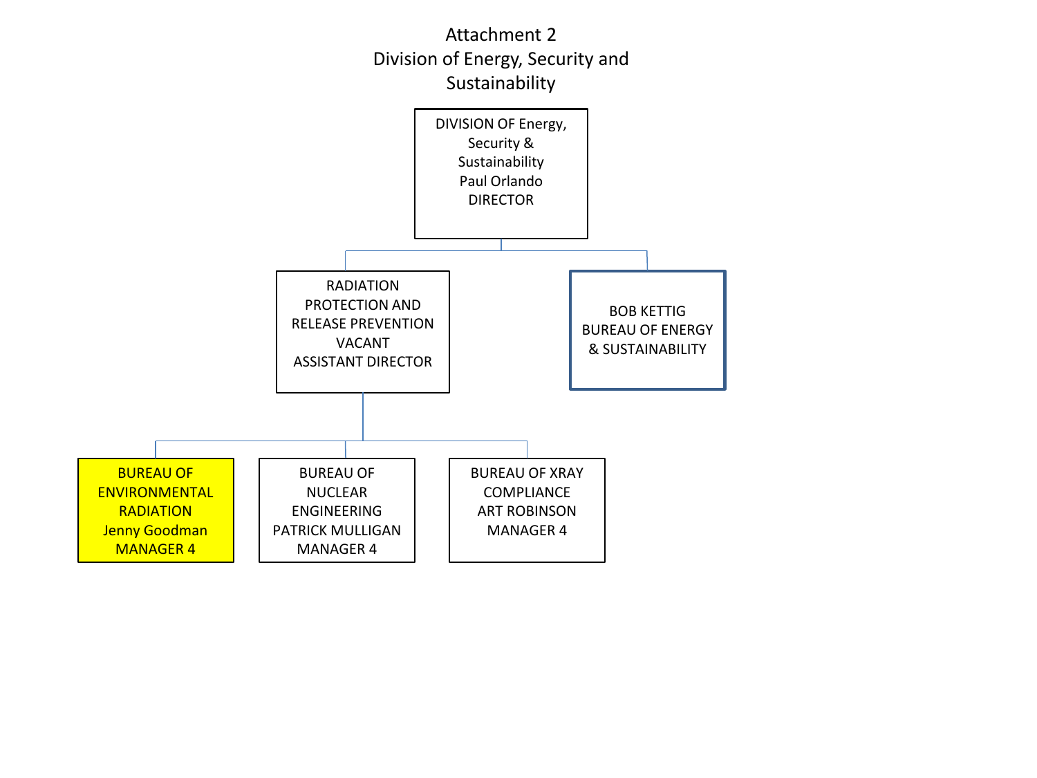# Attachment 2
# Division of Energy, Security and Sustainability

DIVISION OF Energy, Security & Sustainability
Paul Orlando
DIRECTOR

RADIATION PROTECTION AND RELEASE PREVENTION
VACANT
ASSISTANT DIRECTOR

BOB KETTIG
BUREAU OF ENERGY & SUSTAINABILITY

BUREAU OF ENVIRONMENTAL RADIATION
Jenny Goodman
MANAGER 4

BUREAU OF NUCLEAR ENGINEERING
PATRICK MULLIGAN
MANAGER 4

BUREAU OF XRAY COMPLIANCE
ART ROBINSON
MANAGER 4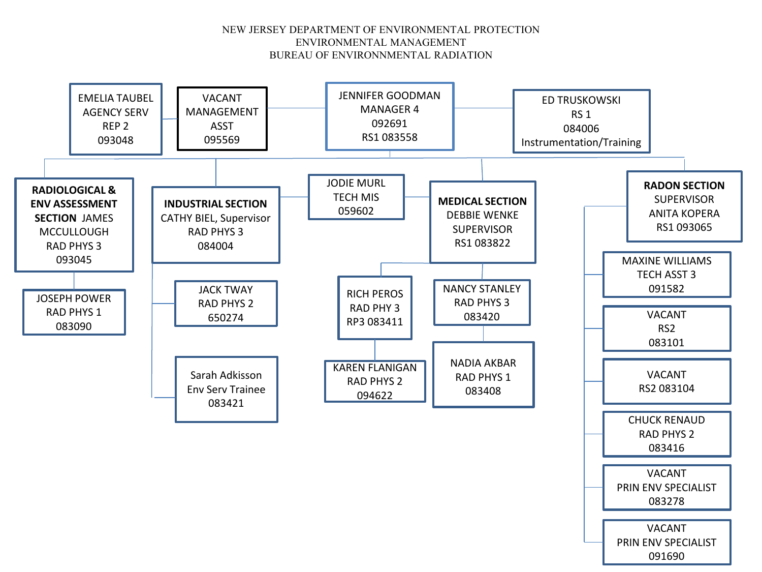NEW JERSEY DEPARTMENT OF ENVIRONMENTAL PROTECTION
ENVIRONMENTAL MANAGEMENT
BUREAU OF ENVIRONNMENTAL RADIATION

EMELIA TAUBEL
AGENCY SERV
REP 2
093048

VACANT
MANAGEMENT
ASST
095569

JENNIFER GOODMAN
MANAGER 4
092691
RS1 083558

ED TRUSKOWSKI
RS 1
084006
Instrumentation/Training

**RADIOLOGICAL & ENV ASSESSMENT SECTION** JAMES MCCULLOUGH
RAD PHYS 3
093045

JOSEPH POWER
RAD PHYS 1
083090

**INDUSTRIAL SECTION**
CATHY BIEL, Supervisor
RAD PHYS 3
084004

JACK TWAY
RAD PHYS 2
650274

Sarah Adkisson
Env Serv Trainee
083421

JODIE MURL
TECH MIS
059602

**MEDICAL SECTION**
DEBBIE WENKE
SUPERVISOR
RS1 083822

RICH PEROS
RAD PHY 3
RP3 083411

KAREN FLANIGAN
RAD PHYS 2
094622

NANCY STANLEY
RAD PHYS 3
083420

NADIA AKBAR
RAD PHYS 1
083408

**RADON SECTION**
SUPERVISOR
ANITA KOPERA
RS1 093065

MAXINE WILLIAMS
TECH ASST 3
091582

VACANT
RS2
083101

VACANT
RS2 083104

CHUCK RENAUD
RAD PHYS 2
083416

VACANT
PRIN ENV SPECIALIST
083278

VACANT
PRIN ENV SPECIALIST
091690